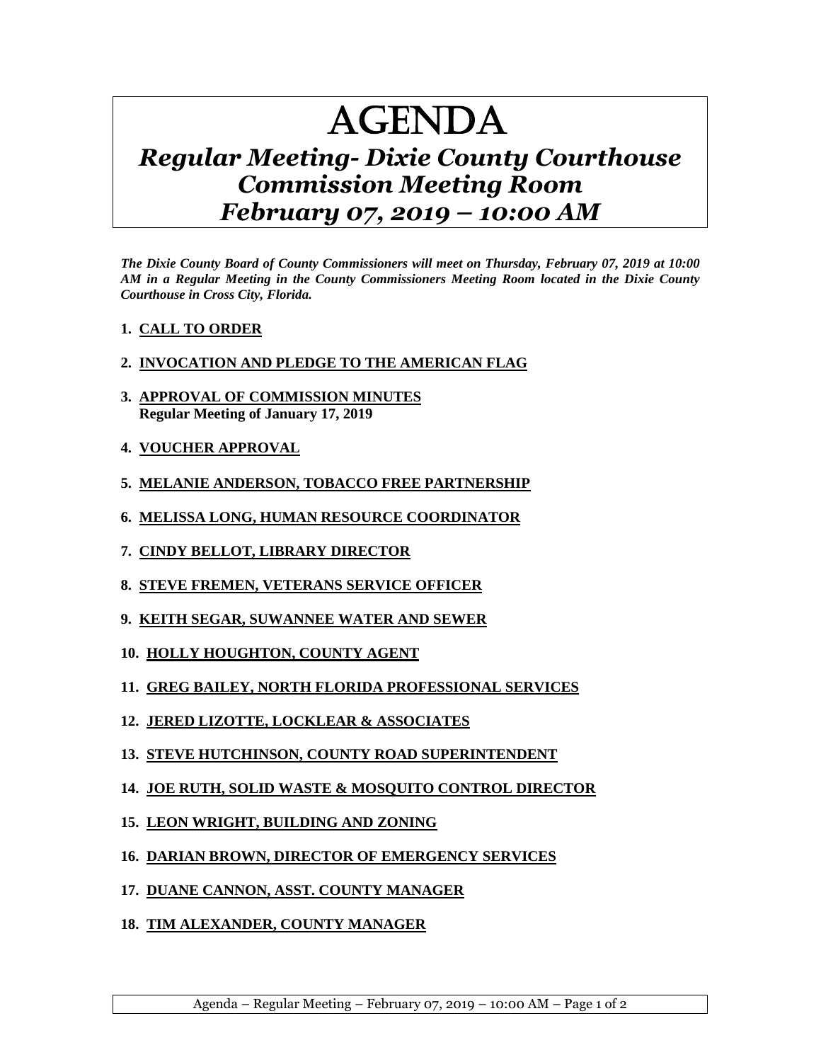# AGENDA

## *Regular Meeting- Dixie County Courthouse Commission Meeting Room February 07, 2019 – 10:00 AM*

***The Dixie County Board of County Commissioners will meet on Thursday, February 07, 2019 at 10:00 AM in a Regular Meeting in the County Commissioners Meeting Room located in the Dixie County Courthouse in Cross City, Florida.***

1. **CALL TO ORDER**
2. **INVOCATION AND PLEDGE TO THE AMERICAN FLAG**
3. **APPROVAL OF COMMISSION MINUTES**
   **Regular Meeting of January 17, 2019**
4. **VOUCHER APPROVAL**
5. **MELANIE ANDERSON, TOBACCO FREE PARTNERSHIP**
6. **MELISSA LONG, HUMAN RESOURCE COORDINATOR**
7. **CINDY BELLOT, LIBRARY DIRECTOR**
8. **STEVE FREMEN, VETERANS SERVICE OFFICER**
9. **KEITH SEGAR, SUWANNEE WATER AND SEWER**
10. **HOLLY HOUGHTON, COUNTY AGENT**
11. **GREG BAILEY, NORTH FLORIDA PROFESSIONAL SERVICES**
12. **JERED LIZOTTE, LOCKLEAR & ASSOCIATES**
13. **STEVE HUTCHINSON, COUNTY ROAD SUPERINTENDENT**
14. **JOE RUTH, SOLID WASTE & MOSQUITO CONTROL DIRECTOR**
15. **LEON WRIGHT, BUILDING AND ZONING**
16. **DARIAN BROWN, DIRECTOR OF EMERGENCY SERVICES**
17. **DUANE CANNON, ASST. COUNTY MANAGER**
18. **TIM ALEXANDER, COUNTY MANAGER**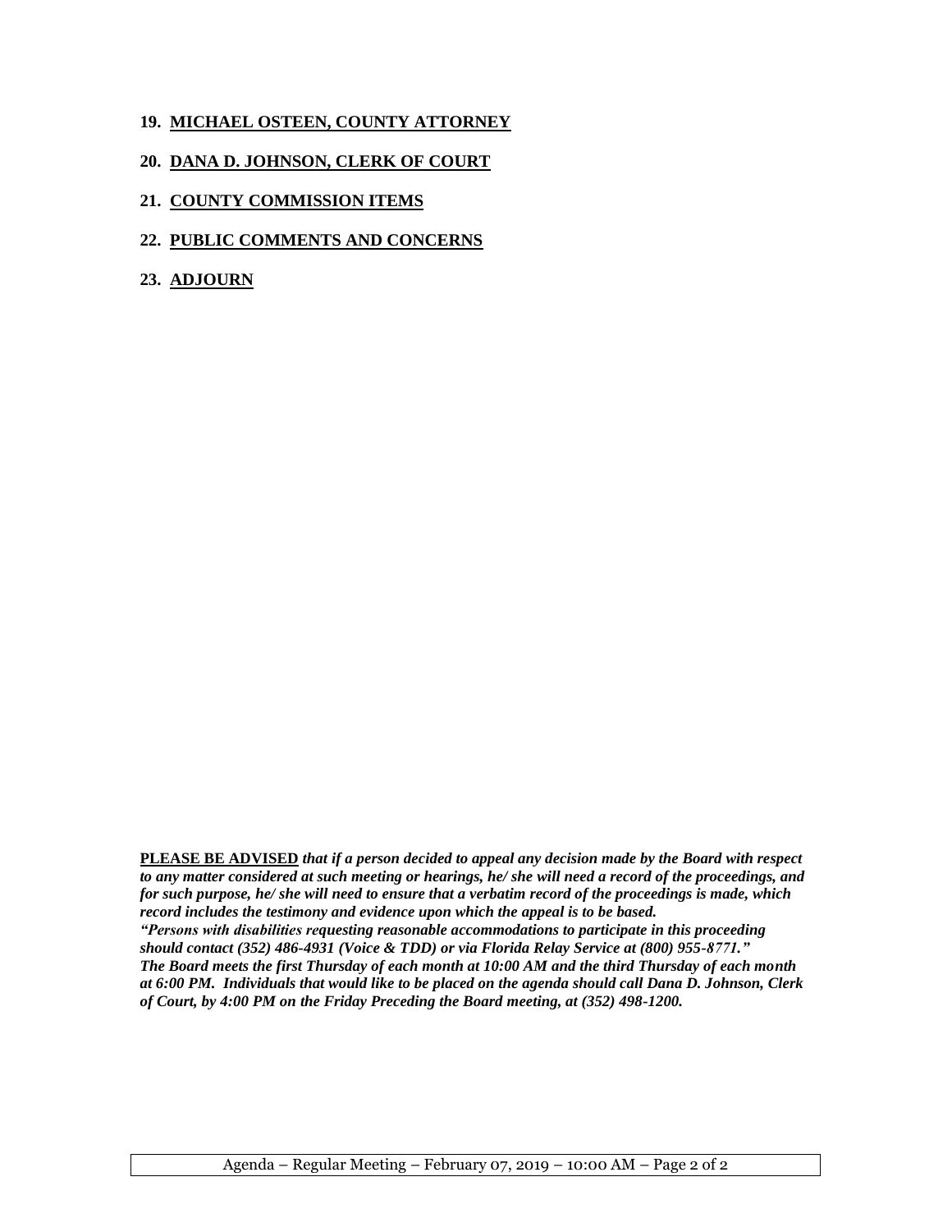19. **MICHAEL OSTEEN, COUNTY ATTORNEY**

20. **DANA D. JOHNSON, CLERK OF COURT**

21. **COUNTY COMMISSION ITEMS**

22. **PUBLIC COMMENTS AND CONCERNS**

23. **ADJOURN**

**PLEASE BE ADVISED** ***that if a person decided to appeal any decision made by the Board with respect to any matter considered at such meeting or hearings, he/ she will need a record of the proceedings, and for such purpose, he/ she will need to ensure that a verbatim record of the proceedings is made, which record includes the testimony and evidence upon which the appeal is to be based.***
***"Persons with disabilities requesting reasonable accommodations to participate in this proceeding should contact (352) 486-4931 (Voice & TDD) or via Florida Relay Service at (800) 955-8771."***
***The Board meets the first Thursday of each month at 10:00 AM and the third Thursday of each month at 6:00 PM. Individuals that would like to be placed on the agenda should call Dana D. Johnson, Clerk of Court, by 4:00 PM on the Friday Preceding the Board meeting, at (352) 498-1200.***